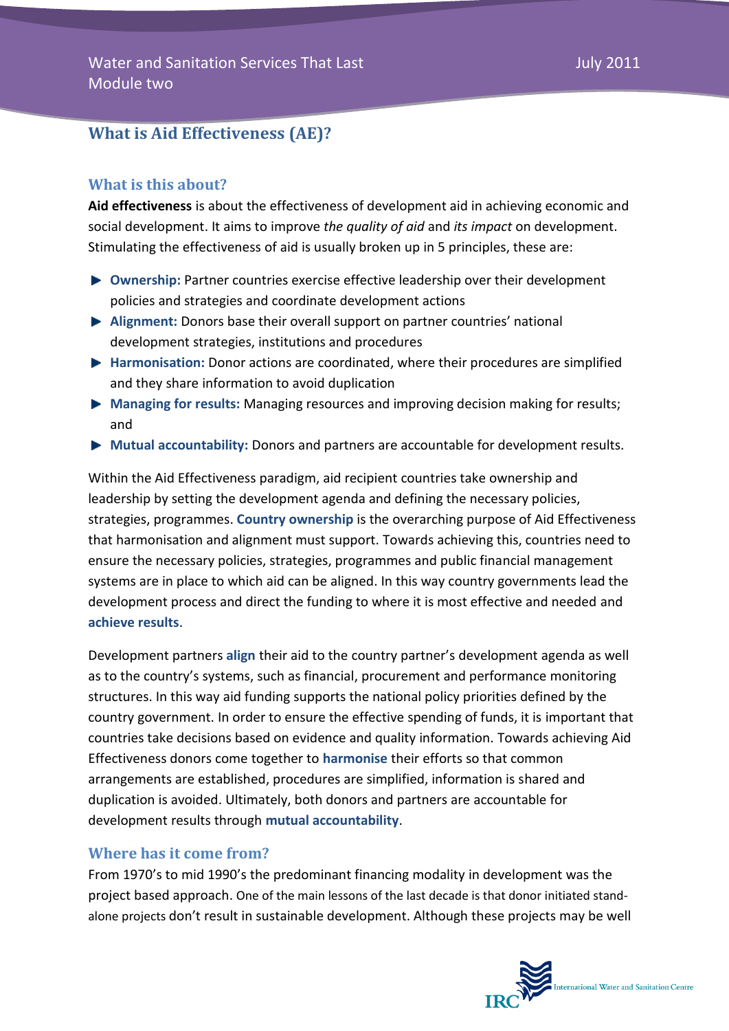# What is Aid Effectiveness (AE)?

## What is this about?

**Aid effectiveness** is about the effectiveness of development aid in achieving economic and social development. It aims to improve *the quality of aid* and *its impact* on development. Stimulating the effectiveness of aid is usually broken up in 5 principles, these are:

- **Ownership:** Partner countries exercise effective leadership over their development policies and strategies and coordinate development actions
- **Alignment:** Donors base their overall support on partner countries' national development strategies, institutions and procedures
- **Harmonisation:** Donor actions are coordinated, where their procedures are simplified and they share information to avoid duplication
- **Managing for results:** Managing resources and improving decision making for results; and
- **Mutual accountability:** Donors and partners are accountable for development results.

Within the Aid Effectiveness paradigm, aid recipient countries take ownership and leadership by setting the development agenda and defining the necessary policies, strategies, programmes. **Country ownership** is the overarching purpose of Aid Effectiveness that harmonisation and alignment must support. Towards achieving this, countries need to ensure the necessary policies, strategies, programmes and public financial management systems are in place to which aid can be aligned. In this way country governments lead the development process and direct the funding to where it is most effective and needed and **achieve results**.

Development partners **align** their aid to the country partner's development agenda as well as to the country's systems, such as financial, procurement and performance monitoring structures. In this way aid funding supports the national policy priorities defined by the country government. In order to ensure the effective spending of funds, it is important that countries take decisions based on evidence and quality information. Towards achieving Aid Effectiveness donors come together to **harmonise** their efforts so that common arrangements are established, procedures are simplified, information is shared and duplication is avoided. Ultimately, both donors and partners are accountable for development results through **mutual accountability**.

## Where has it come from?

From 1970's to mid 1990's the predominant financing modality in development was the project based approach. One of the main lessons of the last decade is that donor initiated stand-alone projects don't result in sustainable development. Although these projects may be well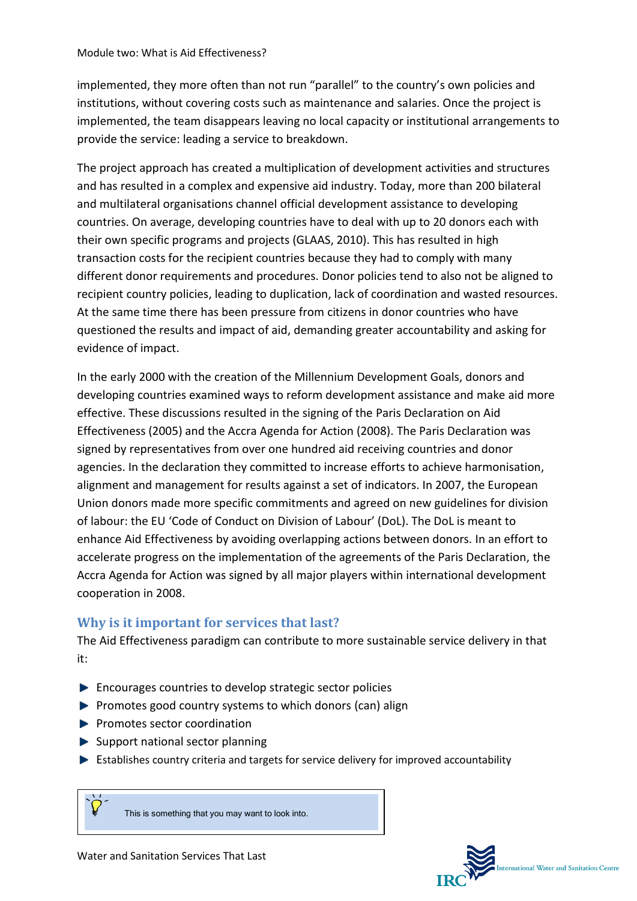implemented, they more often than not run "parallel" to the country's own policies and institutions, without covering costs such as maintenance and salaries. Once the project is implemented, the team disappears leaving no local capacity or institutional arrangements to provide the service: leading a service to breakdown.

The project approach has created a multiplication of development activities and structures and has resulted in a complex and expensive aid industry. Today, more than 200 bilateral and multilateral organisations channel official development assistance to developing countries. On average, developing countries have to deal with up to 20 donors each with their own specific programs and projects (GLAAS, 2010). This has resulted in high transaction costs for the recipient countries because they had to comply with many different donor requirements and procedures. Donor policies tend to also not be aligned to recipient country policies, leading to duplication, lack of coordination and wasted resources. At the same time there has been pressure from citizens in donor countries who have questioned the results and impact of aid, demanding greater accountability and asking for evidence of impact.

In the early 2000 with the creation of the Millennium Development Goals, donors and developing countries examined ways to reform development assistance and make aid more effective. These discussions resulted in the signing of the Paris Declaration on Aid Effectiveness (2005) and the Accra Agenda for Action (2008). The Paris Declaration was signed by representatives from over one hundred aid receiving countries and donor agencies. In the declaration they committed to increase efforts to achieve harmonisation, alignment and management for results against a set of indicators. In 2007, the European Union donors made more specific commitments and agreed on new guidelines for division of labour: the EU 'Code of Conduct on Division of Labour' (DoL). The DoL is meant to enhance Aid Effectiveness by avoiding overlapping actions between donors. In an effort to accelerate progress on the implementation of the agreements of the Paris Declaration, the Accra Agenda for Action was signed by all major players within international development cooperation in 2008.

## Why is it important for services that last?

The Aid Effectiveness paradigm can contribute to more sustainable service delivery in that it:

- Encourages countries to develop strategic sector policies
- Promotes good country systems to which donors (can) align
- Promotes sector coordination
- Support national sector planning
- Establishes country criteria and targets for service delivery for improved accountability

This is something that you may want to look into.